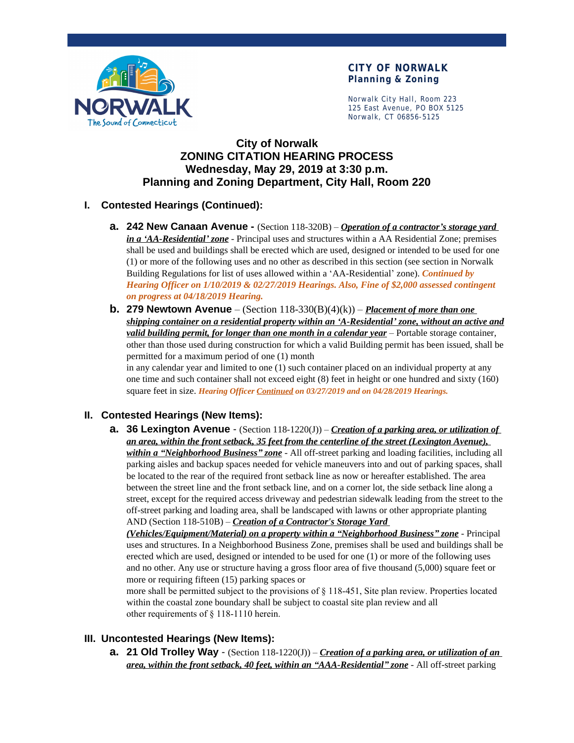**CITY OF NORWALK**
**Planning & Zoning**

Norwalk City Hall, Room 223
125 East Avenue, PO BOX 5125
Norwalk, CT 06856-5125

# City of Norwalk
# ZONING CITATION HEARING PROCESS
# Wednesday, May 29, 2019 at 3:30 p.m.
# Planning and Zoning Department, City Hall, Room 220

## I. Contested Hearings (Continued):

**a. 242 New Canaan Avenue -** (Section 118-320B) – ***Operation of a contractor's storage yard in a 'AA-Residential' zone*** - Principal uses and structures within a AA Residential Zone; premises shall be used and buildings shall be erected which are used, designed or intended to be used for one (1) or more of the following uses and no other as described in this section (see section in Norwalk Building Regulations for list of uses allowed within a 'AA-Residential' zone). ***Continued by Hearing Officer on 1/10/2019 & 02/27/2019 Hearings. Also, Fine of $2,000 assessed contingent on progress at 04/18/2019 Hearing.***

**b. 279 Newtown Avenue** – (Section 118-330(B)(4)(k)) – ***Placement of more than one shipping container on a residential property within an 'A-Residential' zone, without an active and valid building permit, for longer than one month in a calendar year*** – Portable storage container, other than those used during construction for which a valid Building permit has been issued, shall be permitted for a maximum period of one (1) month in any calendar year and limited to one (1) such container placed on an individual property at any one time and such container shall not exceed eight (8) feet in height or one hundred and sixty (160) square feet in size. ***Hearing Officer Continued on 03/27/2019 and on 04/28/2019 Hearings.***

## II. Contested Hearings (New Items):

**a. 36 Lexington Avenue** - (Section 118-1220(J)) – ***Creation of a parking area, or utilization of an area, within the front setback, 35 feet from the centerline of the street (Lexington Avenue), within a "Neighborhood Business" zone*** - All off-street parking and loading facilities, including all parking aisles and backup spaces needed for vehicle maneuvers into and out of parking spaces, shall be located to the rear of the required front setback line as now or hereafter established. The area between the street line and the front setback line, and on a corner lot, the side setback line along a street, except for the required access driveway and pedestrian sidewalk leading from the street to the off-street parking and loading area, shall be landscaped with lawns or other appropriate planting AND (Section 118-510B) – ***Creation of a Contractor's Storage Yard (Vehicles/Equipment/Material) on a property within a "Neighborhood Business" zone*** - Principal uses and structures. In a Neighborhood Business Zone, premises shall be used and buildings shall be erected which are used, designed or intended to be used for one (1) or more of the following uses and no other. Any use or structure having a gross floor area of five thousand (5,000) square feet or more or requiring fifteen (15) parking spaces or more shall be permitted subject to the provisions of § 118-451, Site plan review. Properties located within the coastal zone boundary shall be subject to coastal site plan review and all other requirements of § 118-1110 herein.

## III. Uncontested Hearings (New Items):

**a. 21 Old Trolley Way** - (Section 118-1220(J)) – ***Creation of a parking area, or utilization of an area, within the front setback, 40 feet, within an "AAA-Residential" zone*** - All off-street parking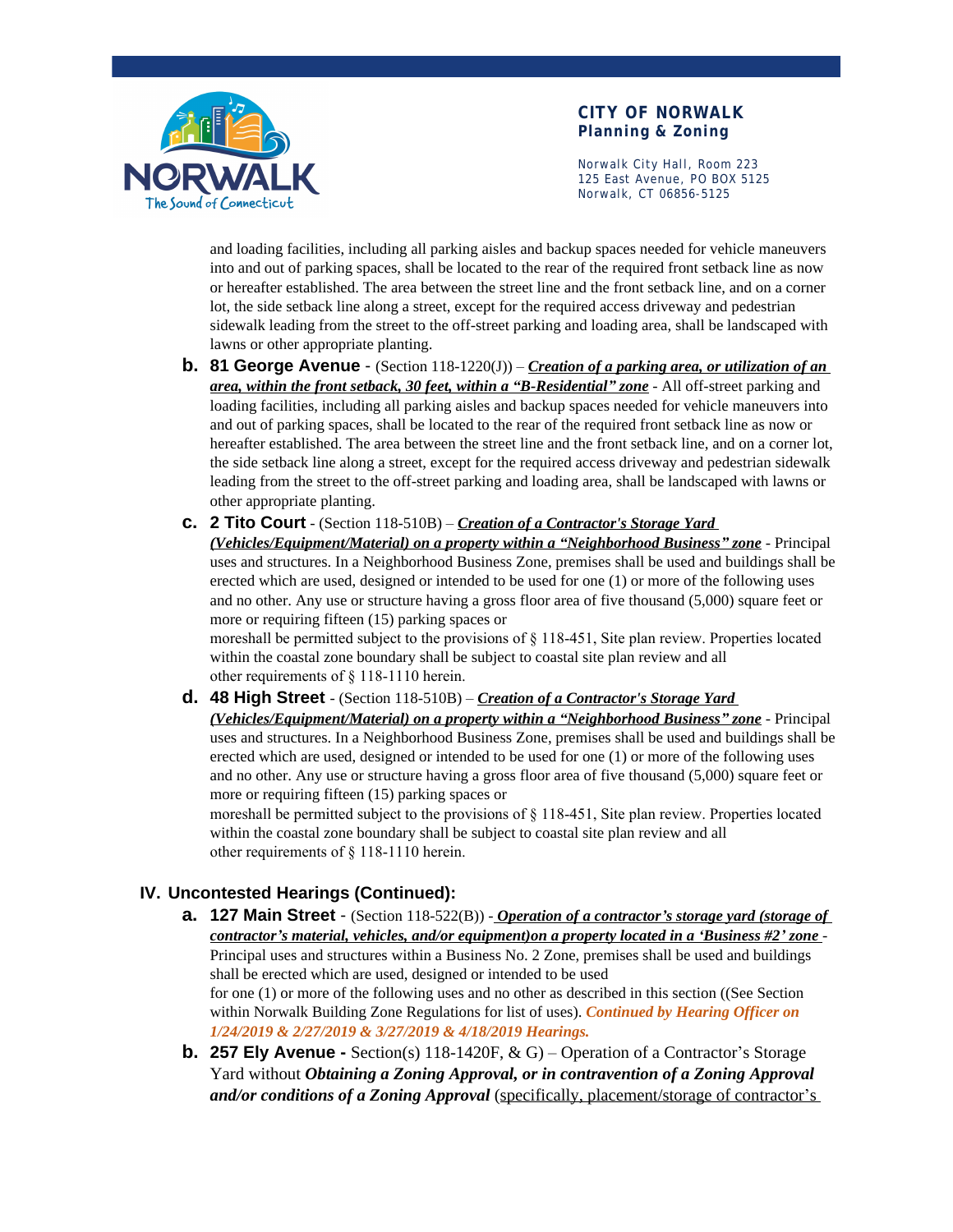and loading facilities, including all parking aisles and backup spaces needed for vehicle maneuvers into and out of parking spaces, shall be located to the rear of the required front setback line as now or hereafter established. The area between the street line and the front setback line, and on a corner lot, the side setback line along a street, except for the required access driveway and pedestrian sidewalk leading from the street to the off-street parking and loading area, shall be landscaped with lawns or other appropriate planting.

b. **81 George Avenue** - (Section 118-1220(J)) – ***Creation of a parking area, or utilization of an area, within the front setback, 30 feet, within a "B-Residential" zone*** - All off-street parking and loading facilities, including all parking aisles and backup spaces needed for vehicle maneuvers into and out of parking spaces, shall be located to the rear of the required front setback line as now or hereafter established. The area between the street line and the front setback line, and on a corner lot, the side setback line along a street, except for the required access driveway and pedestrian sidewalk leading from the street to the off-street parking and loading area, shall be landscaped with lawns or other appropriate planting.

c. **2 Tito Court** - (Section 118-510B) – ***Creation of a Contractor's Storage Yard (Vehicles/Equipment/Material) on a property within a "Neighborhood Business" zone*** - Principal uses and structures. In a Neighborhood Business Zone, premises shall be used and buildings shall be erected which are used, designed or intended to be used for one (1) or more of the following uses and no other. Any use or structure having a gross floor area of five thousand (5,000) square feet or more or requiring fifteen (15) parking spaces or moreshall be permitted subject to the provisions of § 118-451, Site plan review. Properties located within the coastal zone boundary shall be subject to coastal site plan review and all other requirements of § 118-1110 herein.

d. **48 High Street** - (Section 118-510B) – ***Creation of a Contractor's Storage Yard (Vehicles/Equipment/Material) on a property within a "Neighborhood Business" zone*** - Principal uses and structures. In a Neighborhood Business Zone, premises shall be used and buildings shall be erected which are used, designed or intended to be used for one (1) or more of the following uses and no other. Any use or structure having a gross floor area of five thousand (5,000) square feet or more or requiring fifteen (15) parking spaces or moreshall be permitted subject to the provisions of § 118-451, Site plan review. Properties located within the coastal zone boundary shall be subject to coastal site plan review and all other requirements of § 118-1110 herein.

## IV. Uncontested Hearings (Continued):

a. **127 Main Street** - (Section 118-522(B)) - ***Operation of a contractor's storage yard (storage of contractor's material, vehicles, and/or equipment)on a property located in a 'Business #2' zone*** - Principal uses and structures within a Business No. 2 Zone, premises shall be used and buildings shall be erected which are used, designed or intended to be used for one (1) or more of the following uses and no other as described in this section ((See Section within Norwalk Building Zone Regulations for list of uses). ***Continued by Hearing Officer on 1/24/2019 & 2/27/2019 & 3/27/2019 & 4/18/2019 Hearings.***

b. **257 Ely Avenue -** Section(s) 118-1420F, & G) – Operation of a Contractor's Storage Yard without ***Obtaining a Zoning Approval, or in contravention of a Zoning Approval and/or conditions of a Zoning Approval*** (specifically, placement/storage of contractor's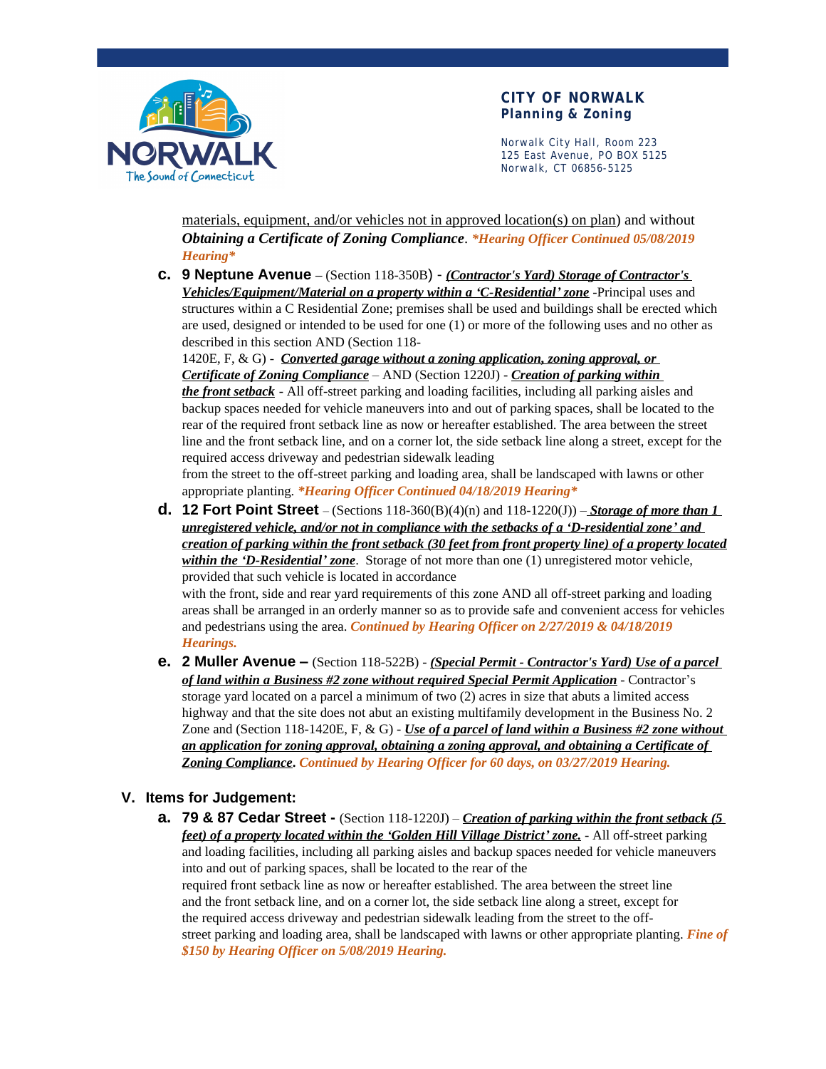materials, equipment, and/or vehicles not in approved location(s) on plan) and without ***Obtaining a Certificate of Zoning Compliance***. ***\*Hearing Officer Continued 05/08/2019 Hearing\****

c. **9 Neptune Avenue** – (Section 118-350B) - ***(Contractor's Yard) Storage of Contractor's Vehicles/Equipment/Material on a property within a 'C-Residential' zone*** -Principal uses and structures within a C Residential Zone; premises shall be used and buildings shall be erected which are used, designed or intended to be used for one (1) or more of the following uses and no other as described in this section AND (Section 118-1420E, F, & G) - ***Converted garage without a zoning application, zoning approval, or Certificate of Zoning Compliance*** – AND (Section 1220J) - ***Creation of parking within the front setback*** - All off-street parking and loading facilities, including all parking aisles and backup spaces needed for vehicle maneuvers into and out of parking spaces, shall be located to the rear of the required front setback line as now or hereafter established. The area between the street line and the front setback line, and on a corner lot, the side setback line along a street, except for the required access driveway and pedestrian sidewalk leading from the street to the off-street parking and loading area, shall be landscaped with lawns or other appropriate planting. ***\*Hearing Officer Continued 04/18/2019 Hearing\****

d. **12 Fort Point Street** – (Sections 118-360(B)(4)(n) and 118-1220(J)) – ***Storage of more than 1 unregistered vehicle, and/or not in compliance with the setbacks of a 'D-residential zone' and creation of parking within the front setback (30 feet from front property line) of a property located within the 'D-Residential' zone***. Storage of not more than one (1) unregistered motor vehicle, provided that such vehicle is located in accordance with the front, side and rear yard requirements of this zone AND all off-street parking and loading areas shall be arranged in an orderly manner so as to provide safe and convenient access for vehicles and pedestrians using the area. ***Continued by Hearing Officer on 2/27/2019 & 04/18/2019 Hearings.***

e. **2 Muller Avenue –** (Section 118-522B) - ***(Special Permit - Contractor's Yard) Use of a parcel of land within a Business #2 zone without required Special Permit Application*** - Contractor's storage yard located on a parcel a minimum of two (2) acres in size that abuts a limited access highway and that the site does not abut an existing multifamily development in the Business No. 2 Zone and (Section 118-1420E, F, & G) - ***Use of a parcel of land within a Business #2 zone without an application for zoning approval, obtaining a zoning approval, and obtaining a Certificate of Zoning Compliance***. ***Continued by Hearing Officer for 60 days, on 03/27/2019 Hearing.***

## V. Items for Judgement:

a. **79 & 87 Cedar Street -** (Section 118-1220J) – ***Creation of parking within the front setback (5 feet) of a property located within the 'Golden Hill Village District' zone.*** - All off-street parking and loading facilities, including all parking aisles and backup spaces needed for vehicle maneuvers into and out of parking spaces, shall be located to the rear of the required front setback line as now or hereafter established. The area between the street line and the front setback line, and on a corner lot, the side setback line along a street, except for the required access driveway and pedestrian sidewalk leading from the street to the off-street parking and loading area, shall be landscaped with lawns or other appropriate planting. ***Fine of $150 by Hearing Officer on 5/08/2019 Hearing.***